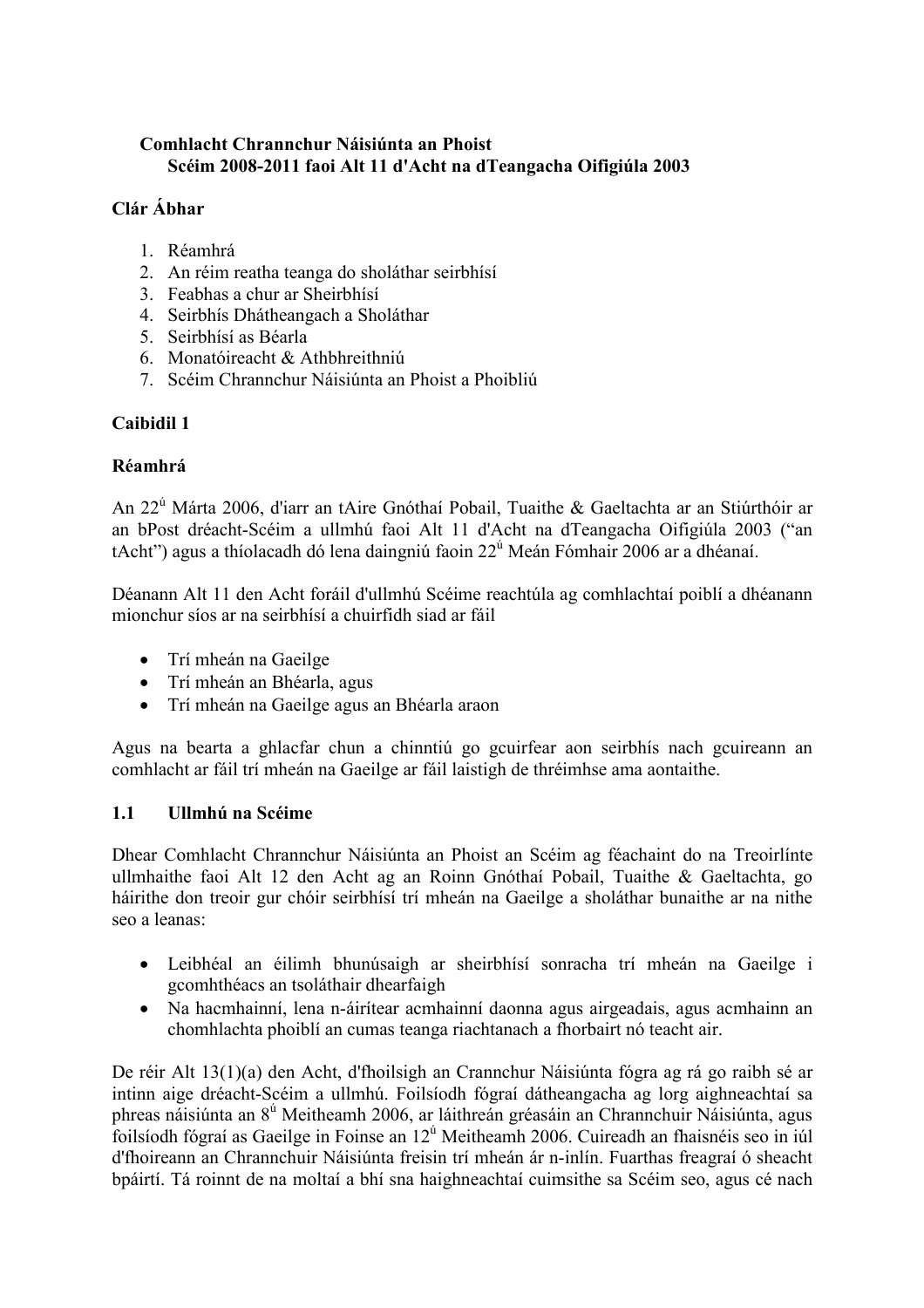**Comhlacht Chrannchur Náisiúnta an Phoist**
**Scéim 2008-2011 faoi Alt 11 d'Acht na dTeangacha Oifigiúla 2003**

**Clár Ábhar**

1. Réamhrá
2. An réim reatha teanga do sholáthar seirbhísí
3. Feabhas a chur ar Sheirbhísí
4. Seirbhís Dhátheangach a Sholáthar
5. Seirbhísí as Béarla
6. Monatóireacht & Athbhreithniú
7. Scéim Chrannchur Náisiúnta an Phoist a Phoibliú

**Caibidil 1**

**Réamhrá**

An 22ú Márta 2006, d'iarr an tAire Gnóthaí Pobail, Tuaithe & Gaeltachta ar an Stiúrthóir ar an bPost dréacht-Scéim a ullmhú faoi Alt 11 d'Acht na dTeangacha Oifigiúla 2003 ("an tAcht") agus a thíolacadh dó lena daingniú faoin 22ú Meán Fómhair 2006 ar a dhéanaí.

Déanann Alt 11 den Acht foráil d'ullmhú Scéime reachtúla ag comhlachtaí poiblí a dhéanann mionchur síos ar na seirbhísí a chuirfidh siad ar fáil

- Trí mheán na Gaeilge
- Trí mheán an Bhéarla, agus
- Trí mheán na Gaeilge agus an Bhéarla araon

Agus na bearta a ghlacfar chun a chinntiú go gcuirfear aon seirbhís nach gcuireann an comhlacht ar fáil trí mheán na Gaeilge ar fáil laistigh de thréimhse ama aontaithe.

## 1.1 Ullmhú na Scéime

Dhear Comhlacht Chrannchur Náisiúnta an Phoist an Scéim ag féachaint do na Treoirlínte ullmhaithe faoi Alt 12 den Acht ag an Roinn Gnóthaí Pobail, Tuaithe & Gaeltachta, go háirithe don treoir gur chóir seirbhísí trí mheán na Gaeilge a sholáthar bunaithe ar na nithe seo a leanas:

- Leibhéal an éilimh bhunúsaigh ar sheirbhísí sonracha trí mheán na Gaeilge i gcomhthéacs an tsoláthair dhearfaigh
- Na hacmhainní, lena n-áirítear acmhainní daonna agus airgeadais, agus acmhainn an chomhlachta phoiblí an cumas teanga riachtanach a fhorbairt nó teacht air.

De réir Alt 13(1)(a) den Acht, d'fhoilsigh an Crannchur Náisiúnta fógra ag rá go raibh sé ar intinn aige dréacht-Scéim a ullmhú. Foilsíodh fógraí dátheangacha ag lorg aighneachtaí sa phreas náisiúnta an 8ú Meitheamh 2006, ar láithreán gréasáin an Chrannchuir Náisiúnta, agus foilsíodh fógraí as Gaeilge in Foinse an 12ú Meitheamh 2006. Cuireadh an fhaisnéis seo in iúl d'fhoireann an Chrannchuir Náisiúnta freisin trí mheán ár n-inlín. Fuarthas freagraí ó sheacht bpáirtí. Tá roinnt de na moltaí a bhí sna haighneachtaí cuimsithe sa Scéim seo, agus cé nach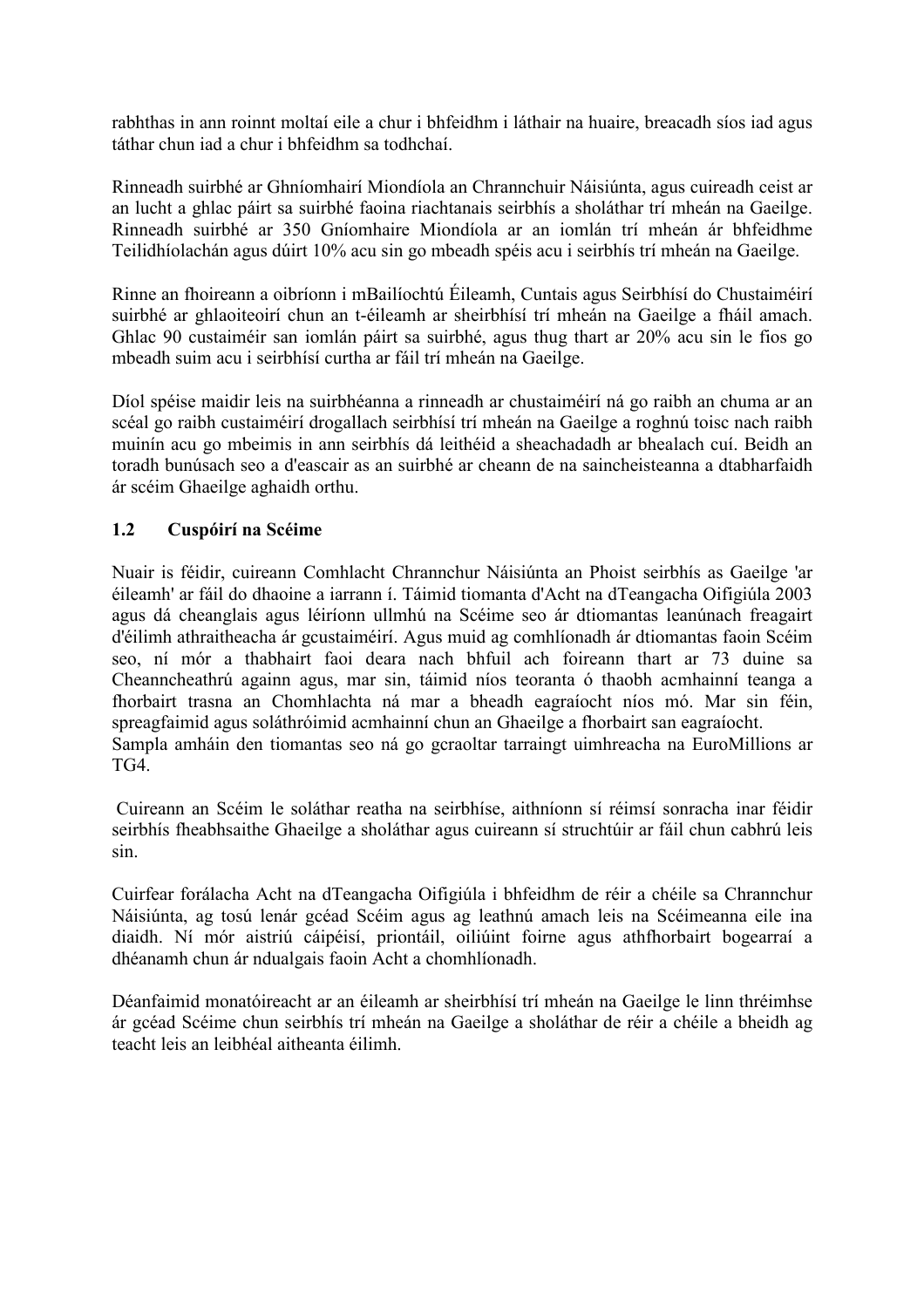rabhthas in ann roinnt moltaí eile a chur i bhfeidhm i láthair na huaire, breacadh síos iad agus táthar chun iad a chur i bhfeidhm sa todhchaí.

Rinneadh suirbhé ar Ghníomhairí Miondíola an Chrannchuir Náisiúnta, agus cuireadh ceist ar an lucht a ghlac páirt sa suirbhé faoina riachtanais seirbhís a sholáthar trí mheán na Gaeilge. Rinneadh suirbhé ar 350 Gníomhaire Miondíola ar an iomlán trí mheán ár bhfeidhme Teilidhíolachán agus dúirt 10% acu sin go mbeadh spéis acu i seirbhís trí mheán na Gaeilge.

Rinne an fhoireann a oibríonn i mBailíochtú Éileamh, Cuntais agus Seirbhísí do Chustaiméirí suirbhé ar ghlaoiteoirí chun an t-éileamh ar sheirbhísí trí mheán na Gaeilge a fháil amach. Ghlac 90 custaiméir san iomlán páirt sa suirbhé, agus thug thart ar 20% acu sin le fios go mbeadh suim acu i seirbhísí curtha ar fáil trí mheán na Gaeilge.

Díol spéise maidir leis na suirbhéanna a rinneadh ar chustaiméirí ná go raibh an chuma ar an scéal go raibh custaiméirí drogallach seirbhísí trí mheán na Gaeilge a roghnú toisc nach raibh muinín acu go mbeimis in ann seirbhís dá leithéid a sheachadadh ar bhealach cuí. Beidh an toradh bunúsach seo a d'eascair as an suirbhé ar cheann de na saincheisteanna a dtabharfaidh ár scéim Ghaeilge aghaidh orthu.

## 1.2 Cuspóirí na Scéime

Nuair is féidir, cuireann Comhlacht Chrannchur Náisiúnta an Phoist seirbhís as Gaeilge 'ar éileamh' ar fáil do dhaoine a iarrann í. Táimid tiomanta d'Acht na dTeangacha Oifigiúla 2003 agus dá cheanglais agus léiríonn ullmhú na Scéime seo ár dtiomantas leanúnach freagairt d'éilimh athraitheacha ár gcustaiméirí. Agus muid ag comhlíonadh ár dtiomantas faoin Scéim seo, ní mór a thabhairt faoi deara nach bhfuil ach foireann thart ar 73 duine sa Cheanncheathrú againn agus, mar sin, táimid níos teoranta ó thaobh acmhainní teanga a fhorbairt trasna an Chomhlachta ná mar a bheadh eagraíocht níos mó. Mar sin féin, spreagfaimid agus soláthróimid acmhainní chun an Ghaeilge a fhorbairt san eagraíocht. Sampla amháin den tiomantas seo ná go gcraoltar tarraingt uimhreacha na EuroMillions ar TG4.

Cuireann an Scéim le soláthar reatha na seirbhíse, aithníonn sí réimsí sonracha inar féidir seirbhís fheabhsaithe Ghaeilge a sholáthar agus cuireann sí struchtúir ar fáil chun cabhrú leis sin.

Cuirfear forálacha Acht na dTeangacha Oifigiúla i bhfeidhm de réir a chéile sa Chrannchur Náisiúnta, ag tosú lenár gcéad Scéim agus ag leathnú amach leis na Scéimeanna eile ina diaidh. Ní mór aistriú cáipéisí, priontáil, oiliúint foirne agus athfhorbairt bogearraí a dhéanamh chun ár ndualgais faoin Acht a chomhlíonadh.

Déanfaimid monatóireacht ar an éileamh ar sheirbhísí trí mheán na Gaeilge le linn thréimhse ár gcéad Scéime chun seirbhís trí mheán na Gaeilge a sholáthar de réir a chéile a bheidh ag teacht leis an leibhéal aitheanta éilimh.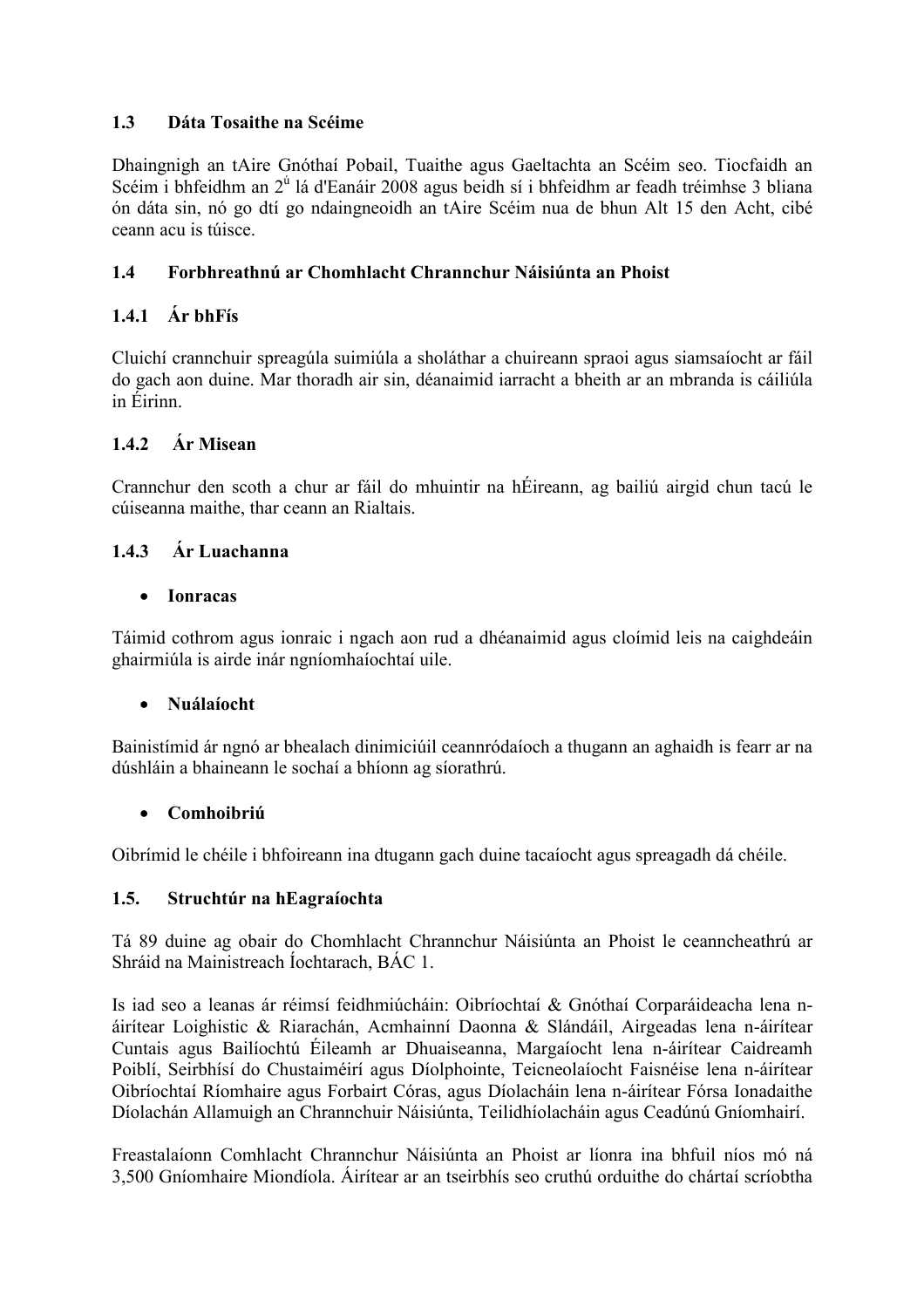## 1.3 Dáta Tosaithe na Scéime

Dhaingnigh an tAire Gnóthaí Pobail, Tuaithe agus Gaeltachta an Scéim seo. Tiocfaidh an Scéim i bhfeidhm an 2ú lá d'Eanáir 2008 agus beidh sí i bhfeidhm ar feadh tréimhse 3 bliana ón dáta sin, nó go dtí go ndaingneoidh an tAire Scéim nua de bhun Alt 15 den Acht, cibé ceann acu is túisce.

## 1.4 Forbhreathnú ar Chomhlacht Chrannchur Náisiúnta an Phoist

### 1.4.1 Ár bhFís

Cluichí crannchuir spreagúla suimiúla a sholáthar a chuireann spraoi agus siamsaíocht ar fáil do gach aon duine. Mar thoradh air sin, déanaimid iarracht a bheith ar an mbranda is cáiliúla in Éirinn.

### 1.4.2 Ár Misean

Crannchur den scoth a chur ar fáil do mhuintir na hÉireann, ag bailiú airgid chun tacú le cúiseanna maithe, thar ceann an Rialtais.

### 1.4.3 Ár Luachanna

- **Ionracas**

Táimid cothrom agus ionraic i ngach aon rud a dhéanaimid agus cloímid leis na caighdeáin ghairmiúla is airde inár ngníomhaíochtaí uile.

- **Nuálaíocht**

Bainistímid ár ngnó ar bhealach dinimiciúil ceannródaíoch a thugann an aghaidh is fearr ar na dúshláin a bhaineann le sochaí a bhíonn ag síorathrú.

- **Comhoibriú**

Oibrímid le chéile i bhfoireann ina dtugann gach duine tacaíocht agus spreagadh dá chéile.

## 1.5. Struchtúr na hEagraíochta

Tá 89 duine ag obair do Chomhlacht Chrannchur Náisiúnta an Phoist le ceanncheathrú ar Shráid na Mainistreach Íochtarach, BÁC 1.

Is iad seo a leanas ár réimsí feidhmiúcháin: Oibríochtaí & Gnóthaí Corparáideacha lena n-áirítear Loighistic & Riarachán, Acmhainní Daonna & Slándáil, Airgeadas lena n-áirítear Cuntais agus Bailíochtú Éileamh ar Dhuaiseanna, Margaíocht lena n-áirítear Caidreamh Poiblí, Seirbhísí do Chustaiméirí agus Díolphointe, Teicneolaíocht Faisnéise lena n-áirítear Oibríochtaí Ríomhaire agus Forbairt Córas, agus Díolacháin lena n-áirítear Fórsa Ionadaithe Díolachán Allamuigh an Chrannchuir Náisiúnta, Teilidhíolacháin agus Ceadúnú Gníomhairí.

Freastalaíonn Comhlacht Chrannchur Náisiúnta an Phoist ar líonra ina bhfuil níos mó ná 3,500 Gníomhaire Miondíola. Áirítear ar an tseirbhís seo cruthú orduithe do chártaí scríobtha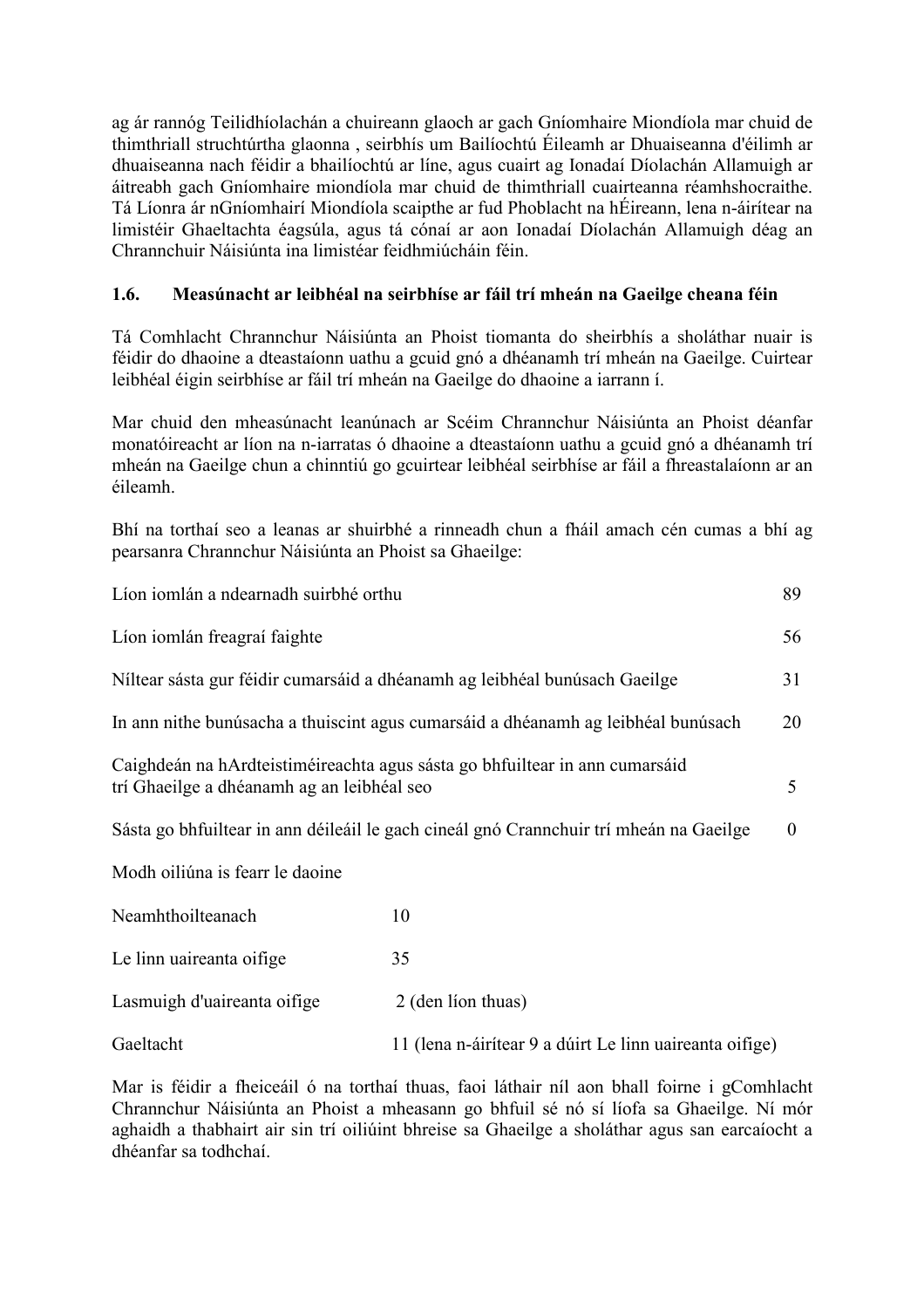ag ár rannóg Teilidhíolachán a chuireann glaoch ar gach Gníomhaire Miondíola mar chuid de thimthriall struchtúrtha glaonna , seirbhís um Bailíochtú Éileamh ar Dhuaiseanna d'éilimh ar dhuaiseanna nach féidir a bhailíochtú ar líne, agus cuairt ag Ionadaí Díolachán Allamuigh ar áitreabh gach Gníomhaire miondíola mar chuid de thimthriall cuairteanna réamhshocraithe. Tá Líonra ár nGníomhairí Miondíola scaipthe ar fud Phoblacht na hÉireann, lena n-áirítear na limistéir Ghaeltachta éagsúla, agus tá cónaí ar aon Ionadaí Díolachán Allamuigh déag an Chrannchuir Náisiúnta ina limistéar feidhmiúcháin féin.

### 1.6. Measúnacht ar leibhéal na seirbhíse ar fáil trí mheán na Gaeilge cheana féin

Tá Comhlacht Chrannchur Náisiúnta an Phoist tiomanta do sheirbhís a sholáthar nuair is féidir do dhaoine a dteastaíonn uathu a gcuid gnó a dhéanamh trí mheán na Gaeilge. Cuirtear leibhéal éigin seirbhíse ar fáil trí mheán na Gaeilge do dhaoine a iarrann í.

Mar chuid den mheasúnacht leanúnach ar Scéim Chrannchur Náisiúnta an Phoist déanfar monatóireacht ar líon na n-iarratas ó dhaoine a dteastaíonn uathu a gcuid gnó a dhéanamh trí mheán na Gaeilge chun a chinntiú go gcuirtear leibhéal seirbhíse ar fáil a fhreastalaíonn ar an éileamh.

Bhí na torthaí seo a leanas ar shuirbhé a rinneadh chun a fháil amach cén cumas a bhí ag pearsanra Chrannchur Náisiúnta an Phoist sa Ghaeilge:

| | |
|---|---|
| Líon iomlán a ndearnadh suirbhé orthu | 89 |
| Líon iomlán freagraí faighte | 56 |
| Níltear sásta gur féidir cumarsáid a dhéanamh ag leibhéal bunúsach Gaeilge | 31 |
| In ann nithe bunúsacha a thuiscint agus cumarsáid a dhéanamh ag leibhéal bunúsach | 20 |
| Caighdeán na hArdteistiméireachta agus sásta go bhfuiltear in ann cumarsáid trí Ghaeilge a dhéanamh ag an leibhéal seo | 5 |
| Sásta go bhfuiltear in ann déileáil le gach cineál gnó Crannchuir trí mheán na Gaeilge | 0 |

Modh oiliúna is fearr le daoine

| | |
|---|---|
| Neamhthoilteanach | 10 |
| Le linn uaireanta oifige | 35 |
| Lasmuigh d'uaireanta oifige | 2 (den líon thuas) |
| Gaeltacht | 11 (lena n-áirítear 9 a dúirt Le linn uaireanta oifige) |

Mar is féidir a fheiceáil ó na torthaí thuas, faoi láthair níl aon bhall foirne i gComhlacht Chrannchur Náisiúnta an Phoist a mheasann go bhfuil sé nó sí líofa sa Ghaeilge. Ní mór aghaidh a thabhairt air sin trí oiliúint bhreise sa Ghaeilge a sholáthar agus san earcaíocht a dhéanfar sa todhchaí.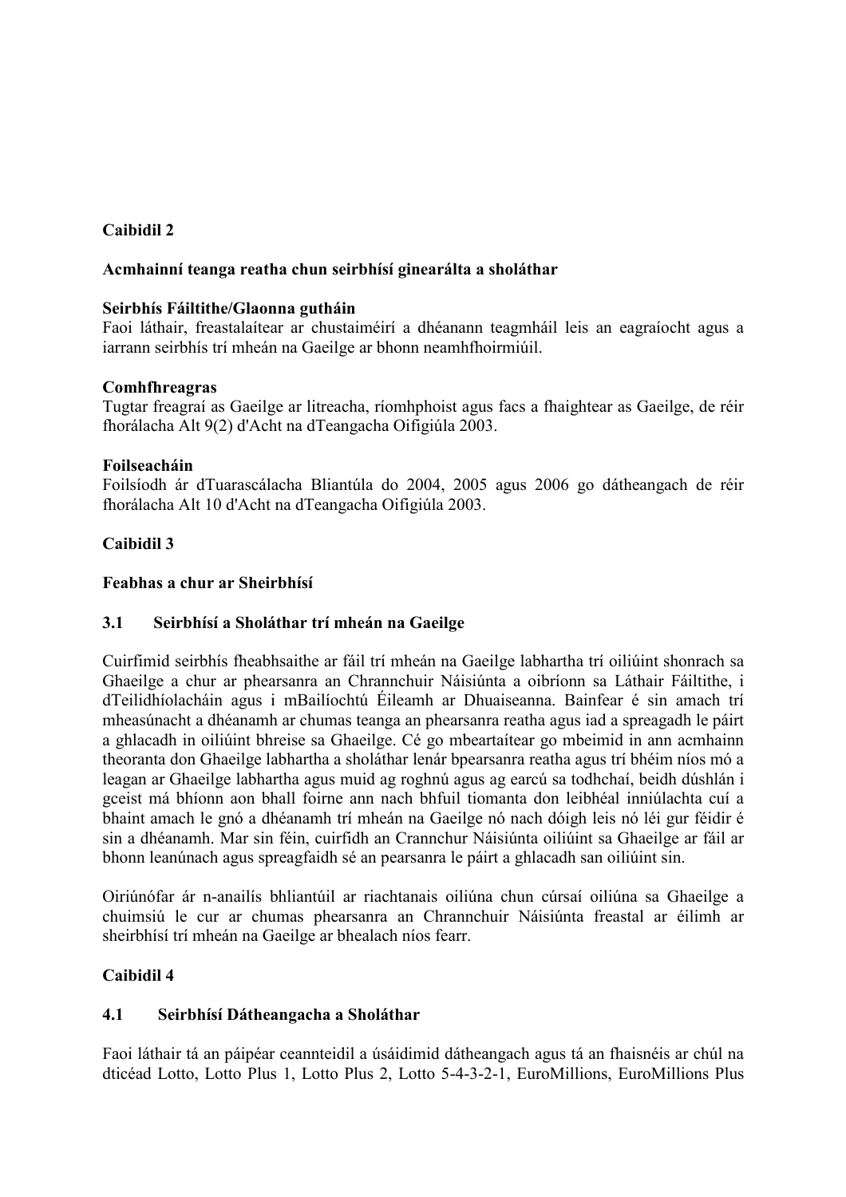## Caibidil 2

### Acmhainní teanga reatha chun seirbhísí ginearálta a sholáthar

**Seirbhís Fáiltithe/Glaonna gutháin**

Faoi láthair, freastalaítear ar chustaiméirí a dhéanann teagmháil leis an eagraíocht agus a iarrann seirbhís trí mheán na Gaeilge ar bhonn neamhfhoirmiúil.

**Comhfhreagras**

Tugtar freagraí as Gaeilge ar litreacha, ríomhphoist agus facs a fhaightear as Gaeilge, de réir fhorálacha Alt 9(2) d'Acht na dTeangacha Oifigiúla 2003.

**Foilseacháin**

Foilsíodh ár dTuarascálacha Bliantúla do 2004, 2005 agus 2006 go dátheangach de réir fhorálacha Alt 10 d'Acht na dTeangacha Oifigiúla 2003.

## Caibidil 3

### Feabhas a chur ar Sheirbhísí

### 3.1 Seirbhísí a Sholáthar trí mheán na Gaeilge

Cuirfimid seirbhís fheabhsaithe ar fáil trí mheán na Gaeilge labhartha trí oiliúint shonrach sa Ghaeilge a chur ar phearsanra an Chrannchuir Náisiúnta a oibríonn sa Láthair Fáiltithe, i dTeilidhíolacháin agus i mBailíochtú Éileamh ar Dhuaiseanna. Bainfear é sin amach trí mheasúnacht a dhéanamh ar chumas teanga an phearsanra reatha agus iad a spreagadh le páirt a ghlacadh in oiliúint bhreise sa Ghaeilge. Cé go mbeartaítear go mbeimid in ann acmhainn theoranta don Ghaeilge labhartha a sholáthar lenár bpearsanra reatha agus trí bhéim níos mó a leagan ar Ghaeilge labhartha agus muid ag roghnú agus ag earcú sa todhchaí, beidh dúshlán i gceist má bhíonn aon bhall foirne ann nach bhfuil tiomanta don leibhéal inniúlachta cuí a bhaint amach le gnó a dhéanamh trí mheán na Gaeilge nó nach dóigh leis nó léi gur féidir é sin a dhéanamh. Mar sin féin, cuirfidh an Crannchur Náisiúnta oiliúint sa Ghaeilge ar fáil ar bhonn leanúnach agus spreagfaidh sé an pearsanra le páirt a ghlacadh san oiliúint sin.

Oiriúnófar ár n-anailís bhliantúil ar riachtanais oiliúna chun cúrsaí oiliúna sa Ghaeilge a chuimsiú le cur ar chumas phearsanra an Chrannchuir Náisiúnta freastal ar éilimh ar sheirbhísí trí mheán na Gaeilge ar bhealach níos fearr.

## Caibidil 4

### 4.1 Seirbhísí Dátheangacha a Sholáthar

Faoi láthair tá an páipéar ceannteidil a úsáidimid dátheangach agus tá an fhaisnéis ar chúl na dticéad Lotto, Lotto Plus 1, Lotto Plus 2, Lotto 5-4-3-2-1, EuroMillions, EuroMillions Plus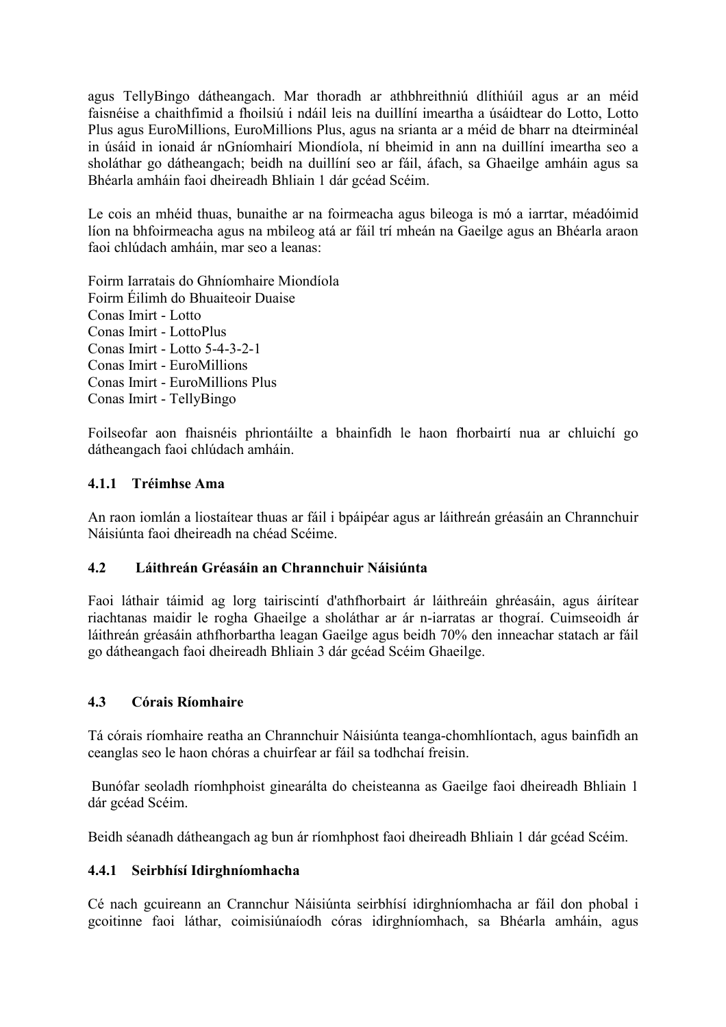agus TellyBingo dátheangach. Mar thoradh ar athbhreithniú dlíthiúil agus ar an méid faisnéise a chaithfimid a fhoilsiú i ndáil leis na duillíní imeartha a úsáidtear do Lotto, Lotto Plus agus EuroMillions, EuroMillions Plus, agus na srianta ar a méid de bharr na dteirminéal in úsáid in ionaid ár nGníomhairí Miondíola, ní bheimid in ann na duillíní imeartha seo a sholáthar go dátheangach; beidh na duillíní seo ar fáil, áfach, sa Ghaeilge amháin agus sa Bhéarla amháin faoi dheireadh Bhliain 1 dár gcéad Scéim.

Le cois an mhéid thuas, bunaithe ar na foirmeacha agus bileoga is mó a iarrtar, méadóimid líon na bhfoirmeacha agus na mbileog atá ar fáil trí mheán na Gaeilge agus an Bhéarla araon faoi chlúdach amháin, mar seo a leanas:

Foirm Iarratais do Ghníomhaire Miondíola
Foirm Éilimh do Bhuaiteoir Duaise
Conas Imirt - Lotto
Conas Imirt - LottoPlus
Conas Imirt - Lotto 5-4-3-2-1
Conas Imirt - EuroMillions
Conas Imirt - EuroMillions Plus
Conas Imirt - TellyBingo

Foilseofar aon fhaisnéis phriontáilte a bhainfidh le haon fhorbairtí nua ar chluichí go dátheangach faoi chlúdach amháin.

### 4.1.1 Tréimhse Ama

An raon iomlán a liostaítear thuas ar fáil i bpáipéar agus ar láithreán gréasáin an Chrannchuir Náisiúnta faoi dheireadh na chéad Scéime.

## 4.2 Láithreán Gréasáin an Chrannchuir Náisiúnta

Faoi láthair táimid ag lorg tairiscintí d'athfhorbairt ár láithreáin ghréasáin, agus áirítear riachtanas maidir le rogha Ghaeilge a sholáthar ar ár n-iarratas ar thograí. Cuimseoidh ár láithreán gréasáin athfhorbartha leagan Gaeilge agus beidh 70% den inneachar statach ar fáil go dátheangach faoi dheireadh Bhliain 3 dár gcéad Scéim Ghaeilge.

## 4.3 Córais Ríomhaire

Tá córais ríomhaire reatha an Chrannchuir Náisiúnta teanga-chomhlíontach, agus bainfidh an ceanglas seo le haon chóras a chuirfear ar fáil sa todhchaí freisin.

Bunófar seoladh ríomhphoist ginearálta do cheisteanna as Gaeilge faoi dheireadh Bhliain 1 dár gcéad Scéim.

Beidh séanadh dátheangach ag bun ár ríomhphost faoi dheireadh Bhliain 1 dár gcéad Scéim.

### 4.4.1 Seirbhísí Idirghníomhacha

Cé nach gcuireann an Crannchur Náisiúnta seirbhísí idirghníomhacha ar fáil don phobal i gcoitinne faoi láthar, coimisiúnaíodh córas idirghníomhach, sa Bhéarla amháin, agus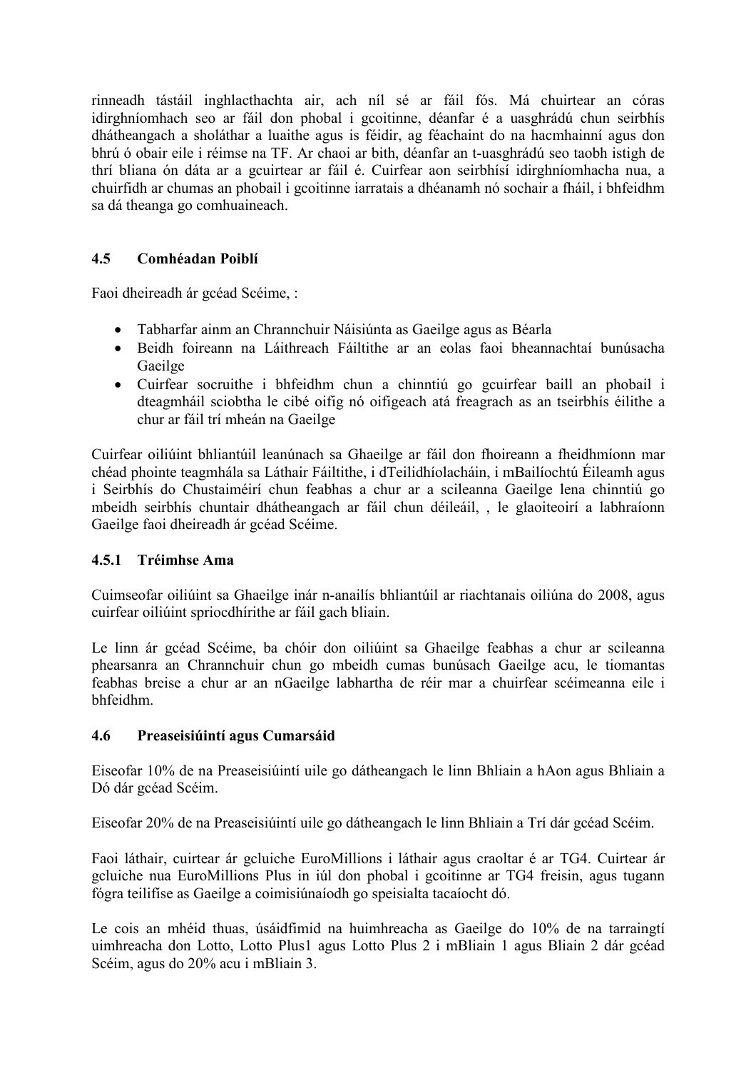rinneadh tástáil inghlacthachta air, ach níl sé ar fáil fós. Má chuirtear an córas idirghníomhach seo ar fáil don phobal i gcoitinne, déanfar é a uasghrádú chun seirbhís dhátheangach a sholáthar a luaithe agus is féidir, ag féachaint do na hacmhainní agus don bhrú ó obair eile i réimse na TF. Ar chaoi ar bith, déanfar an t-uasghrádú seo taobh istigh de thrí bliana ón dáta ar a gcuirtear ar fáil é. Cuirfear aon seirbhísí idirghníomhacha nua, a chuirfidh ar chumas an phobail i gcoitinne iarratais a dhéanamh nó sochair a fháil, i bhfeidhm sa dá theanga go comhuaineach.

### 4.5 Comhéadan Poiblí

Faoi dheireadh ár gcéad Scéime, :

- Tabharfar ainm an Chrannchuir Náisiúnta as Gaeilge agus as Béarla
- Beidh foireann na Láithreach Fáiltithe ar an eolas faoi bheannachtaí bunúsacha Gaeilge
- Cuirfear socruithe i bhfeidhm chun a chinntiú go gcuirfear baill an phobail i dteagmháil sciobtha le cibé oifig nó oifigeach atá freagrach as an tseirbhís éilithe a chur ar fáil trí mheán na Gaeilge

Cuirfear oiliúint bhliantúil leanúnach sa Ghaeilge ar fáil don fhoireann a fheidhmíonn mar chéad phointe teagmhála sa Láthair Fáiltithe, i dTeilidhíolacháin, i mBailíochtú Éileamh agus i Seirbhís do Chustaiméirí chun feabhas a chur ar a scileanna Gaeilge lena chinntiú go mbeidh seirbhís chuntair dhátheangach ar fáil chun déileáil, , le glaoiteoirí a labhraíonn Gaeilge faoi dheireadh ár gcéad Scéime.

#### 4.5.1 Tréimhse Ama

Cuimseofar oiliúint sa Ghaeilge inár n-anailís bhliantúil ar riachtanais oiliúna do 2008, agus cuirfear oiliúint spriocdhírithe ar fáil gach bliain.

Le linn ár gcéad Scéime, ba chóir don oiliúint sa Ghaeilge feabhas a chur ar scileanna phearsanra an Chrannchuir chun go mbeidh cumas bunúsach Gaeilge acu, le tiomantas feabhas breise a chur ar an nGaeilge labhartha de réir mar a chuirfear scéimeanna eile i bhfeidhm.

### 4.6 Preaseisiúintí agus Cumarsáid

Eiseofar 10% de na Preaseisiúintí uile go dátheangach le linn Bhliain a hAon agus Bhliain a Dó dár gcéad Scéim.

Eiseofar 20% de na Preaseisiúintí uile go dátheangach le linn Bhliain a Trí dár gcéad Scéim.

Faoi láthair, cuirtear ár gcluiche EuroMillions i láthair agus craoltar é ar TG4. Cuirtear ár gcluiche nua EuroMillions Plus in iúl don phobal i gcoitinne ar TG4 freisin, agus tugann fógra teilifíse as Gaeilge a coimisiúnaíodh go speisialta tacaíocht dó.

Le cois an mhéid thuas, úsáidfimid na huimhreacha as Gaeilge do 10% de na tarraingtí uimhreacha don Lotto, Lotto Plus1 agus Lotto Plus 2 i mBliain 1 agus Bliain 2 dár gcéad Scéim, agus do 20% acu i mBliain 3.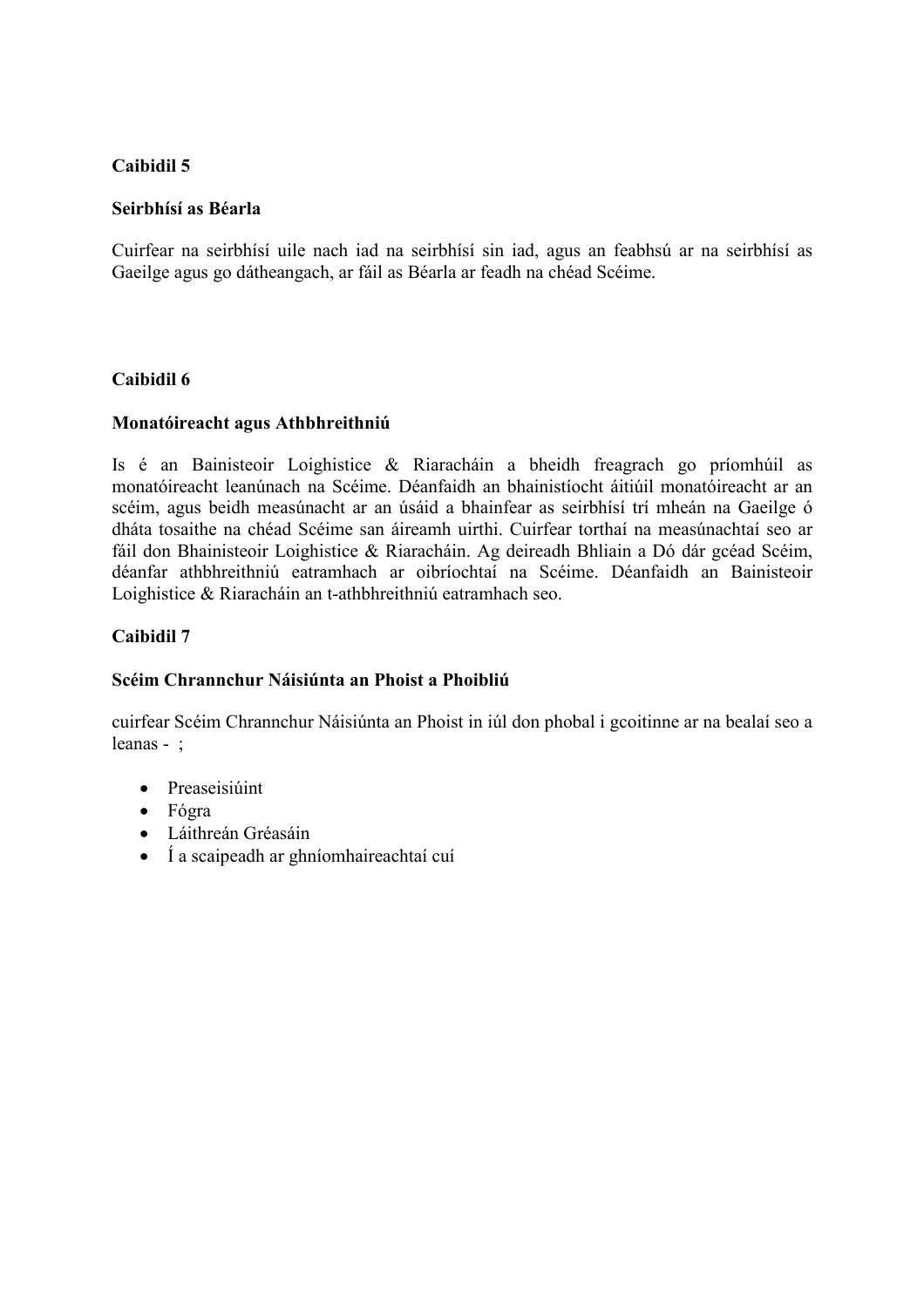**Caibidil 5**

**Seirbhísí as Béarla**

Cuirfear na seirbhísí uile nach iad na seirbhísí sin iad, agus an feabhsú ar na seirbhísí as Gaeilge agus go dátheangach, ar fáil as Béarla ar feadh na chéad Scéime.

**Caibidil 6**

**Monatóireacht agus Athbhreithniú**

Is é an Bainisteoir Loighistice & Riaracháin a bheidh freagrach go príomhúil as monatóireacht leanúnach na Scéime. Déanfaidh an bhainistíocht áitiúil monatóireacht ar an scéim, agus beidh measúnacht ar an úsáid a bhainfear as seirbhísí trí mheán na Gaeilge ó dháta tosaithe na chéad Scéime san áireamh uirthi. Cuirfear torthaí na measúnachtaí seo ar fáil don Bhainisteoir Loighistice & Riaracháin. Ag deireadh Bhliain a Dó dár gcéad Scéim, déanfar athbhreithniú eatramhach ar oibríochtaí na Scéime. Déanfaidh an Bainisteoir Loighistice & Riaracháin an t-athbhreithniú eatramhach seo.

**Caibidil 7**

**Scéim Chrannchur Náisiúnta an Phoist a Phoibliú**

cuirfear Scéim Chrannchur Náisiúnta an Phoist in iúl don phobal i gcoitinne ar na bealaí seo a leanas - ;

- Preaseisiúint
- Fógra
- Láithreán Gréasáin
- Í a scaipeadh ar ghníomhaireachtaí cuí